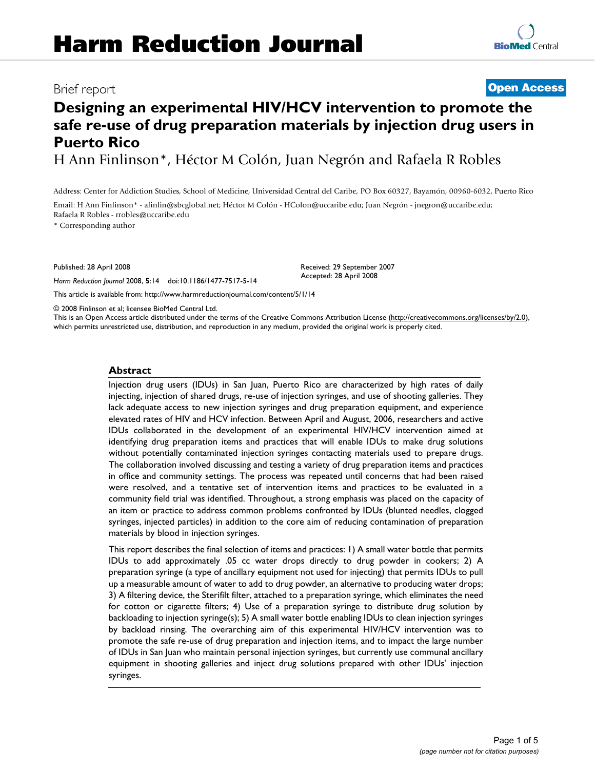# Harm Reduction Journal

Brief report

**Open Access**

# Designing an experimental HIV/HCV intervention to promote the safe re-use of drug preparation materials by injection drug users in Puerto Rico

H Ann Finlinson*, Héctor M Colón, Juan Negrón and Rafaela R Robles

Address: Center for Addiction Studies, School of Medicine, Universidad Central del Caribe, PO Box 60327, Bayamón, 00960-6032, Puerto Rico

Email: H Ann Finlinson* - afinlin@sbcglobal.net; Héctor M Colón - HColon@uccaribe.edu; Juan Negrón - jnegron@uccaribe.edu; Rafaela R Robles - rrobles@uccaribe.edu

* Corresponding author

Published: 28 April 2008

*Harm Reduction Journal* 2008, **5**:14 doi:10.1186/1477-7517-5-14

Received: 29 September 2007
Accepted: 28 April 2008

This article is available from: http://www.harmreductionjournal.com/content/5/1/14

© 2008 Finlinson et al; licensee BioMed Central Ltd.
This is an Open Access article distributed under the terms of the Creative Commons Attribution License (http://creativecommons.org/licenses/by/2.0), which permits unrestricted use, distribution, and reproduction in any medium, provided the original work is properly cited.

## Abstract

Injection drug users (IDUs) in San Juan, Puerto Rico are characterized by high rates of daily injecting, injection of shared drugs, re-use of injection syringes, and use of shooting galleries. They lack adequate access to new injection syringes and drug preparation equipment, and experience elevated rates of HIV and HCV infection. Between April and August, 2006, researchers and active IDUs collaborated in the development of an experimental HIV/HCV intervention aimed at identifying drug preparation items and practices that will enable IDUs to make drug solutions without potentially contaminated injection syringes contacting materials used to prepare drugs. The collaboration involved discussing and testing a variety of drug preparation items and practices in office and community settings. The process was repeated until concerns that had been raised were resolved, and a tentative set of intervention items and practices to be evaluated in a community field trial was identified. Throughout, a strong emphasis was placed on the capacity of an item or practice to address common problems confronted by IDUs (blunted needles, clogged syringes, injected particles) in addition to the core aim of reducing contamination of preparation materials by blood in injection syringes.

This report describes the final selection of items and practices: 1) A small water bottle that permits IDUs to add approximately .05 cc water drops directly to drug powder in cookers; 2) A preparation syringe (a type of ancillary equipment not used for injecting) that permits IDUs to pull up a measurable amount of water to add to drug powder, an alternative to producing water drops; 3) A filtering device, the Sterifilt filter, attached to a preparation syringe, which eliminates the need for cotton or cigarette filters; 4) Use of a preparation syringe to distribute drug solution by backloading to injection syringe(s); 5) A small water bottle enabling IDUs to clean injection syringes by backload rinsing. The overarching aim of this experimental HIV/HCV intervention was to promote the safe re-use of drug preparation and injection items, and to impact the large number of IDUs in San Juan who maintain personal injection syringes, but currently use communal ancillary equipment in shooting galleries and inject drug solutions prepared with other IDUs' injection syringes.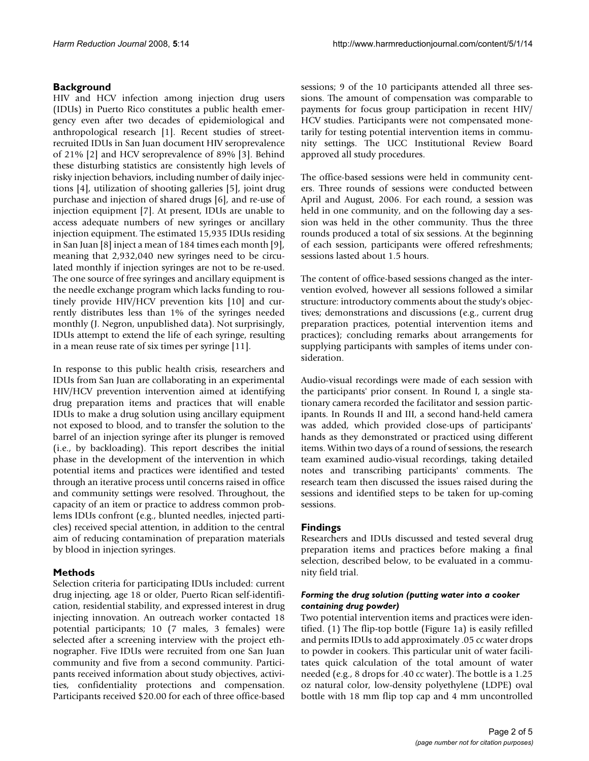## Background

HIV and HCV infection among injection drug users (IDUs) in Puerto Rico constitutes a public health emergency even after two decades of epidemiological and anthropological research [1]. Recent studies of street-recruited IDUs in San Juan document HIV seroprevalence of 21% [2] and HCV seroprevalence of 89% [3]. Behind these disturbing statistics are consistently high levels of risky injection behaviors, including number of daily injections [4], utilization of shooting galleries [5], joint drug purchase and injection of shared drugs [6], and re-use of injection equipment [7]. At present, IDUs are unable to access adequate numbers of new syringes or ancillary injection equipment. The estimated 15,935 IDUs residing in San Juan [8] inject a mean of 184 times each month [9], meaning that 2,932,040 new syringes need to be circulated monthly if injection syringes are not to be re-used. The one source of free syringes and ancillary equipment is the needle exchange program which lacks funding to routinely provide HIV/HCV prevention kits [10] and currently distributes less than 1% of the syringes needed monthly (J. Negron, unpublished data). Not surprisingly, IDUs attempt to extend the life of each syringe, resulting in a mean reuse rate of six times per syringe [11].

In response to this public health crisis, researchers and IDUs from San Juan are collaborating in an experimental HIV/HCV prevention intervention aimed at identifying drug preparation items and practices that will enable IDUs to make a drug solution using ancillary equipment not exposed to blood, and to transfer the solution to the barrel of an injection syringe after its plunger is removed (i.e., by backloading). This report describes the initial phase in the development of the intervention in which potential items and practices were identified and tested through an iterative process until concerns raised in office and community settings were resolved. Throughout, the capacity of an item or practice to address common problems IDUs confront (e.g., blunted needles, injected particles) received special attention, in addition to the central aim of reducing contamination of preparation materials by blood in injection syringes.

## Methods

Selection criteria for participating IDUs included: current drug injecting, age 18 or older, Puerto Rican self-identification, residential stability, and expressed interest in drug injecting innovation. An outreach worker contacted 18 potential participants; 10 (7 males, 3 females) were selected after a screening interview with the project ethnographer. Five IDUs were recruited from one San Juan community and five from a second community. Participants received information about study objectives, activities, confidentiality protections and compensation. Participants received $20.00 for each of three office-based sessions; 9 of the 10 participants attended all three sessions. The amount of compensation was comparable to payments for focus group participation in recent HIV/HCV studies. Participants were not compensated monetarily for testing potential intervention items in community settings. The UCC Institutional Review Board approved all study procedures.

The office-based sessions were held in community centers. Three rounds of sessions were conducted between April and August, 2006. For each round, a session was held in one community, and on the following day a session was held in the other community. Thus the three rounds produced a total of six sessions. At the beginning of each session, participants were offered refreshments; sessions lasted about 1.5 hours.

The content of office-based sessions changed as the intervention evolved, however all sessions followed a similar structure: introductory comments about the study's objectives; demonstrations and discussions (e.g., current drug preparation practices, potential intervention items and practices); concluding remarks about arrangements for supplying participants with samples of items under consideration.

Audio-visual recordings were made of each session with the participants' prior consent. In Round I, a single stationary camera recorded the facilitator and session participants. In Rounds II and III, a second hand-held camera was added, which provided close-ups of participants' hands as they demonstrated or practiced using different items. Within two days of a round of sessions, the research team examined audio-visual recordings, taking detailed notes and transcribing participants' comments. The research team then discussed the issues raised during the sessions and identified steps to be taken for up-coming sessions.

## Findings

Researchers and IDUs discussed and tested several drug preparation items and practices before making a final selection, described below, to be evaluated in a community field trial.

### *Forming the drug solution (putting water into a cooker containing drug powder)*

Two potential intervention items and practices were identified. (1) The flip-top bottle (Figure 1a) is easily refilled and permits IDUs to add approximately .05 cc water drops to powder in cookers. This particular unit of water facilitates quick calculation of the total amount of water needed (e.g., 8 drops for .40 cc water). The bottle is a 1.25 oz natural color, low-density polyethylene (LDPE) oval bottle with 18 mm flip top cap and 4 mm uncontrolled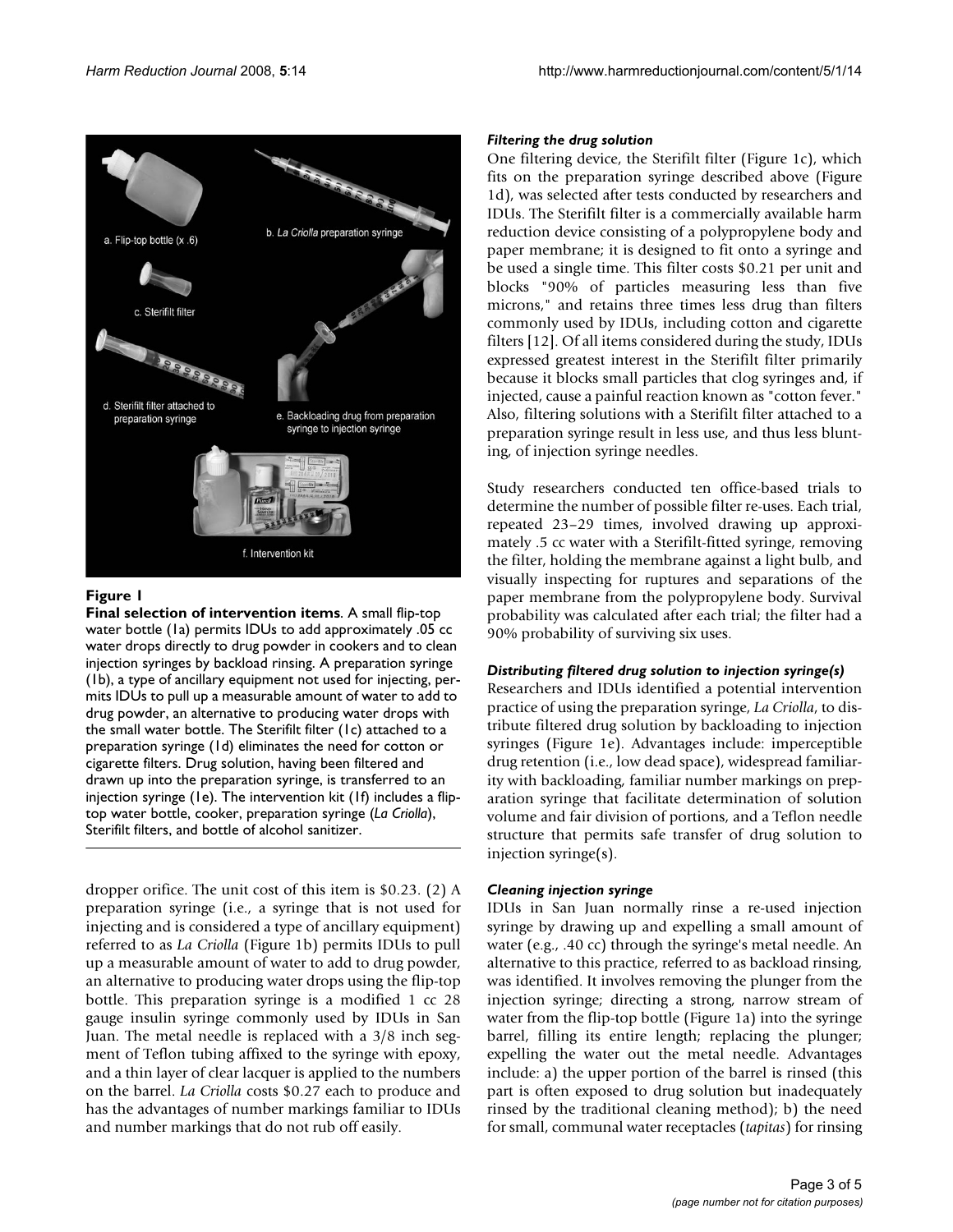**Figure 1**

**Final selection of intervention items**. A small flip-top water bottle (1a) permits IDUs to add approximately .05 cc water drops directly to drug powder in cookers and to clean injection syringes by backload rinsing. A preparation syringe (1b), a type of ancillary equipment not used for injecting, permits IDUs to pull up a measurable amount of water to add to drug powder, an alternative to producing water drops with the small water bottle. The Sterifilt filter (1c) attached to a preparation syringe (1d) eliminates the need for cotton or cigarette filters. Drug solution, having been filtered and drawn up into the preparation syringe, is transferred to an injection syringe (1e). The intervention kit (1f) includes a flip-top water bottle, cooker, preparation syringe (*La Criolla*), Sterifilt filters, and bottle of alcohol sanitizer.

dropper orifice. The unit cost of this item is $0.23. (2) A preparation syringe (i.e., a syringe that is not used for injecting and is considered a type of ancillary equipment) referred to as *La Criolla* (Figure 1b) permits IDUs to pull up a measurable amount of water to add to drug powder, an alternative to producing water drops using the flip-top bottle. This preparation syringe is a modified 1 cc 28 gauge insulin syringe commonly used by IDUs in San Juan. The metal needle is replaced with a 3/8 inch segment of Teflon tubing affixed to the syringe with epoxy, and a thin layer of clear lacquer is applied to the numbers on the barrel. *La Criolla* costs $0.27 each to produce and has the advantages of number markings familiar to IDUs and number markings that do not rub off easily.

### *Filtering the drug solution*

One filtering device, the Sterifilt filter (Figure 1c), which fits on the preparation syringe described above (Figure 1d), was selected after tests conducted by researchers and IDUs. The Sterifilt filter is a commercially available harm reduction device consisting of a polypropylene body and paper membrane; it is designed to fit onto a syringe and be used a single time. This filter costs $0.21 per unit and blocks "90% of particles measuring less than five microns," and retains three times less drug than filters commonly used by IDUs, including cotton and cigarette filters [12]. Of all items considered during the study, IDUs expressed greatest interest in the Sterifilt filter primarily because it blocks small particles that clog syringes and, if injected, cause a painful reaction known as "cotton fever." Also, filtering solutions with a Sterifilt filter attached to a preparation syringe result in less use, and thus less blunting, of injection syringe needles.

Study researchers conducted ten office-based trials to determine the number of possible filter re-uses. Each trial, repeated 23–29 times, involved drawing up approximately .5 cc water with a Sterifilt-fitted syringe, removing the filter, holding the membrane against a light bulb, and visually inspecting for ruptures and separations of the paper membrane from the polypropylene body. Survival probability was calculated after each trial; the filter had a 90% probability of surviving six uses.

### *Distributing filtered drug solution to injection syringe(s)*

Researchers and IDUs identified a potential intervention practice of using the preparation syringe, *La Criolla*, to distribute filtered drug solution by backloading to injection syringes (Figure 1e). Advantages include: imperceptible drug retention (i.e., low dead space), widespread familiarity with backloading, familiar number markings on preparation syringe that facilitate determination of solution volume and fair division of portions, and a Teflon needle structure that permits safe transfer of drug solution to injection syringe(s).

### *Cleaning injection syringe*

IDUs in San Juan normally rinse a re-used injection syringe by drawing up and expelling a small amount of water (e.g., .40 cc) through the syringe's metal needle. An alternative to this practice, referred to as backload rinsing, was identified. It involves removing the plunger from the injection syringe; directing a strong, narrow stream of water from the flip-top bottle (Figure 1a) into the syringe barrel, filling its entire length; replacing the plunger; expelling the water out the metal needle. Advantages include: a) the upper portion of the barrel is rinsed (this part is often exposed to drug solution but inadequately rinsed by the traditional cleaning method); b) the need for small, communal water receptacles (*tapitas*) for rinsing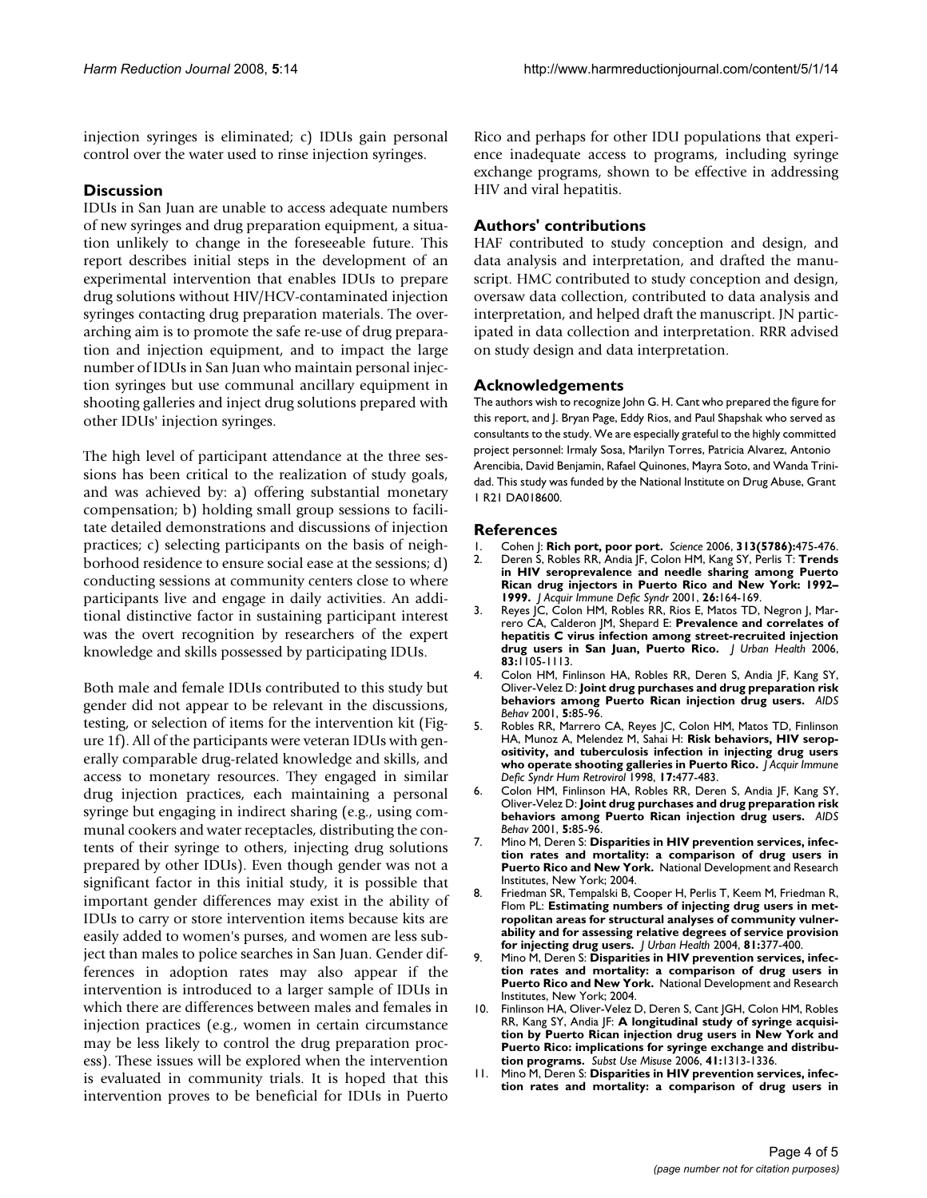injection syringes is eliminated; c) IDUs gain personal control over the water used to rinse injection syringes.

## Discussion

IDUs in San Juan are unable to access adequate numbers of new syringes and drug preparation equipment, a situation unlikely to change in the foreseeable future. This report describes initial steps in the development of an experimental intervention that enables IDUs to prepare drug solutions without HIV/HCV-contaminated injection syringes contacting drug preparation materials. The overarching aim is to promote the safe re-use of drug preparation and injection equipment, and to impact the large number of IDUs in San Juan who maintain personal injection syringes but use communal ancillary equipment in shooting galleries and inject drug solutions prepared with other IDUs' injection syringes.

The high level of participant attendance at the three sessions has been critical to the realization of study goals, and was achieved by: a) offering substantial monetary compensation; b) holding small group sessions to facilitate detailed demonstrations and discussions of injection practices; c) selecting participants on the basis of neighborhood residence to ensure social ease at the sessions; d) conducting sessions at community centers close to where participants live and engage in daily activities. An additional distinctive factor in sustaining participant interest was the overt recognition by researchers of the expert knowledge and skills possessed by participating IDUs.

Both male and female IDUs contributed to this study but gender did not appear to be relevant in the discussions, testing, or selection of items for the intervention kit (Figure 1f). All of the participants were veteran IDUs with generally comparable drug-related knowledge and skills, and access to monetary resources. They engaged in similar drug injection practices, each maintaining a personal syringe but engaging in indirect sharing (e.g., using communal cookers and water receptacles, distributing the contents of their syringe to others, injecting drug solutions prepared by other IDUs). Even though gender was not a significant factor in this initial study, it is possible that important gender differences may exist in the ability of IDUs to carry or store intervention items because kits are easily added to women's purses, and women are less subject than males to police searches in San Juan. Gender differences in adoption rates may also appear if the intervention is introduced to a larger sample of IDUs in which there are differences between males and females in injection practices (e.g., women in certain circumstance may be less likely to control the drug preparation process). These issues will be explored when the intervention is evaluated in community trials. It is hoped that this intervention proves to be beneficial for IDUs in Puerto Rico and perhaps for other IDU populations that experience inadequate access to programs, including syringe exchange programs, shown to be effective in addressing HIV and viral hepatitis.

## Authors' contributions

HAF contributed to study conception and design, and data analysis and interpretation, and drafted the manuscript. HMC contributed to study conception and design, oversaw data collection, contributed to data analysis and interpretation, and helped draft the manuscript. JN participated in data collection and interpretation. RRR advised on study design and data interpretation.

## Acknowledgements

The authors wish to recognize John G. H. Cant who prepared the figure for this report, and J. Bryan Page, Eddy Rios, and Paul Shapshak who served as consultants to the study. We are especially grateful to the highly committed project personnel: Irmaly Sosa, Marilyn Torres, Patricia Alvarez, Antonio Arencibia, David Benjamin, Rafael Quinones, Mayra Soto, and Wanda Trinidad. This study was funded by the National Institute on Drug Abuse, Grant 1 R21 DA018600.

## References

1. Cohen J: **Rich port, poor port.** *Science* 2006, **313(5786):**475-476.
2. Deren S, Robles RR, Andia JF, Colon HM, Kang SY, Perlis T: **Trends in HIV seroprevalence and needle sharing among Puerto Rican drug injectors in Puerto Rico and New York: 1992–1999.** *J Acquir Immune Defic Syndr* 2001, **26:**164-169.
3. Reyes JC, Colon HM, Robles RR, Rios E, Matos TD, Negron J, Marrero CA, Calderon JM, Shepard E: **Prevalence and correlates of hepatitis C virus infection among street-recruited injection drug users in San Juan, Puerto Rico.** *J Urban Health* 2006, **83:**1105-1113.
4. Colon HM, Finlinson HA, Robles RR, Deren S, Andia JF, Kang SY, Oliver-Velez D: **Joint drug purchases and drug preparation risk behaviors among Puerto Rican injection drug users.** *AIDS Behav* 2001, **5:**85-96.
5. Robles RR, Marrero CA, Reyes JC, Colon HM, Matos TD, Finlinson HA, Munoz A, Melendez M, Sahai H: **Risk behaviors, HIV seropositivity, and tuberculosis infection in injecting drug users who operate shooting galleries in Puerto Rico.** *J Acquir Immune Defic Syndr Hum Retrovirol* 1998, **17:**477-483.
6. Colon HM, Finlinson HA, Robles RR, Deren S, Andia JF, Kang SY, Oliver-Velez D: **Joint drug purchases and drug preparation risk behaviors among Puerto Rican injection drug users.** *AIDS Behav* 2001, **5:**85-96.
7. Mino M, Deren S: **Disparities in HIV prevention services, infection rates and mortality: a comparison of drug users in Puerto Rico and New York.** National Development and Research Institutes, New York; 2004.
8. Friedman SR, Tempalski B, Cooper H, Perlis T, Keem M, Friedman R, Flom PL: **Estimating numbers of injecting drug users in metropolitan areas for structural analyses of community vulnerability and for assessing relative degrees of service provision for injecting drug users.** *J Urban Health* 2004, **81:**377-400.
9. Mino M, Deren S: **Disparities in HIV prevention services, infection rates and mortality: a comparison of drug users in Puerto Rico and New York.** National Development and Research Institutes, New York; 2004.
10. Finlinson HA, Oliver-Velez D, Deren S, Cant JGH, Colon HM, Robles RR, Kang SY, Andia JF: **A longitudinal study of syringe acquisition by Puerto Rican injection drug users in New York and Puerto Rico: implications for syringe exchange and distribution programs.** *Subst Use Misuse* 2006, **41:**1313-1336.
11. Mino M, Deren S: **Disparities in HIV prevention services, infection rates and mortality: a comparison of drug users in**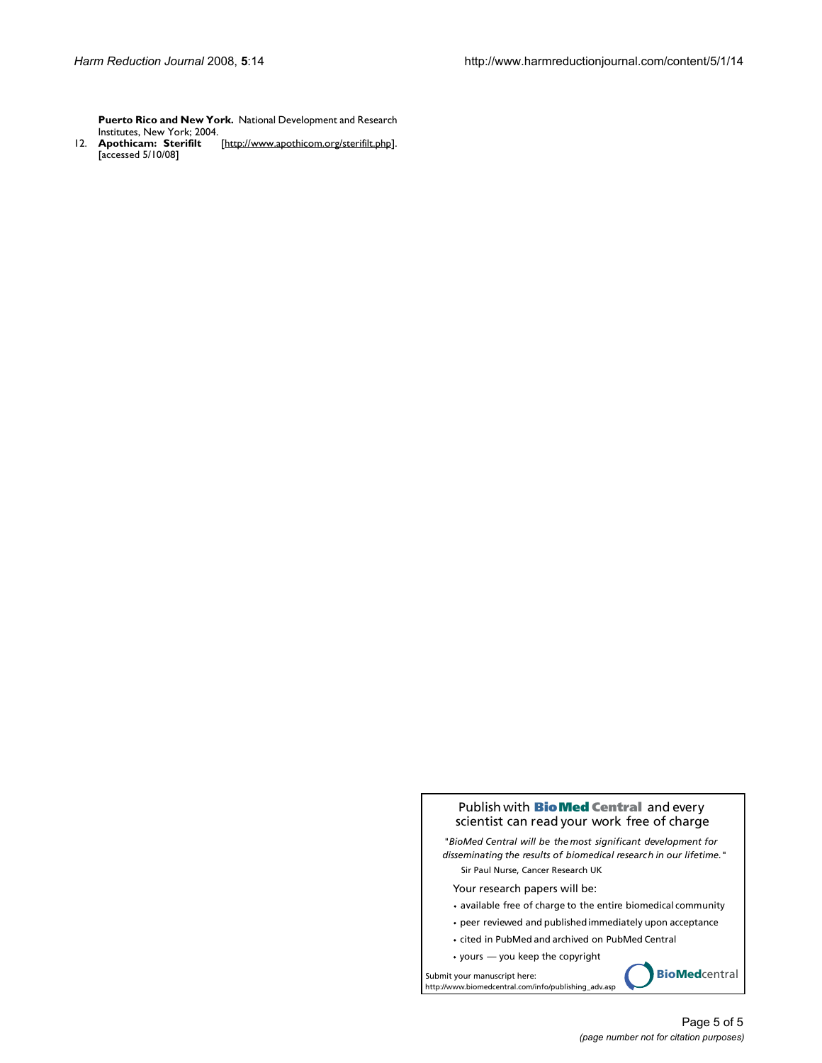**Puerto Rico and New York.** National Development and Research Institutes, New York; 2004.

12. **Apothicam: Sterifilt** [http://www.apothicom.org/sterifilt.php]. [accessed 5/10/08]

Publish with **BioMed Central** and every scientist can read your work free of charge

*"BioMed Central will be the most significant development for disseminating the results of biomedical research in our lifetime."*

Sir Paul Nurse, Cancer Research UK

Your research papers will be:

- available free of charge to the entire biomedical community
- peer reviewed and published immediately upon acceptance
- cited in PubMed and archived on PubMed Central
- yours — you keep the copyright

Submit your manuscript here:
http://www.biomedcentral.com/info/publishing_adv.asp

**BioMed**central